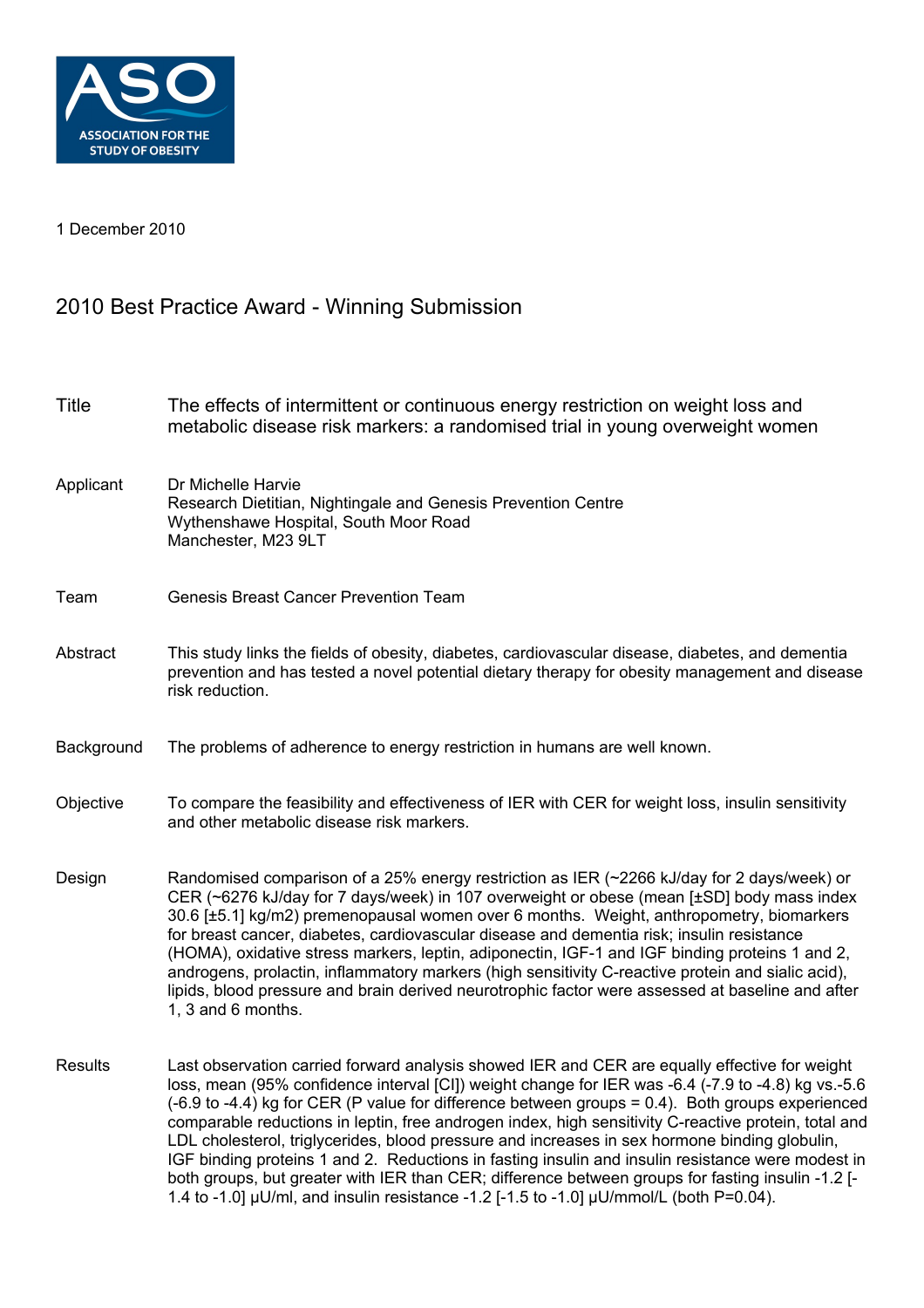ASO
ASSOCIATION FOR THE STUDY OF OBESITY

1 December 2010

## 2010 Best Practice Award - Winning Submission

**Title**

The effects of intermittent or continuous energy restriction on weight loss and metabolic disease risk markers: a randomised trial in young overweight women

**Applicant**

Dr Michelle Harvie
Research Dietitian, Nightingale and Genesis Prevention Centre
Wythenshawe Hospital, South Moor Road
Manchester, M23 9LT

**Team**

Genesis Breast Cancer Prevention Team

**Abstract**

This study links the fields of obesity, diabetes, cardiovascular disease, diabetes, and dementia prevention and has tested a novel potential dietary therapy for obesity management and disease risk reduction.

**Background**

The problems of adherence to energy restriction in humans are well known.

**Objective**

To compare the feasibility and effectiveness of IER with CER for weight loss, insulin sensitivity and other metabolic disease risk markers.

**Design**

Randomised comparison of a 25% energy restriction as IER (~2266 kJ/day for 2 days/week) or CER (~6276 kJ/day for 7 days/week) in 107 overweight or obese (mean [±SD] body mass index 30.6 [±5.1] kg/m2) premenopausal women over 6 months. Weight, anthropometry, biomarkers for breast cancer, diabetes, cardiovascular disease and dementia risk; insulin resistance (HOMA), oxidative stress markers, leptin, adiponectin, IGF-1 and IGF binding proteins 1 and 2, androgens, prolactin, inflammatory markers (high sensitivity C-reactive protein and sialic acid), lipids, blood pressure and brain derived neurotrophic factor were assessed at baseline and after 1, 3 and 6 months.

**Results**

Last observation carried forward analysis showed IER and CER are equally effective for weight loss, mean (95% confidence interval [CI]) weight change for IER was -6.4 (-7.9 to -4.8) kg vs.-5.6 (-6.9 to -4.4) kg for CER (P value for difference between groups = 0.4). Both groups experienced comparable reductions in leptin, free androgen index, high sensitivity C-reactive protein, total and LDL cholesterol, triglycerides, blood pressure and increases in sex hormone binding globulin, IGF binding proteins 1 and 2. Reductions in fasting insulin and insulin resistance were modest in both groups, but greater with IER than CER; difference between groups for fasting insulin -1.2 [-1.4 to -1.0] μU/ml, and insulin resistance -1.2 [-1.5 to -1.0] μU/mmol/L (both P=0.04).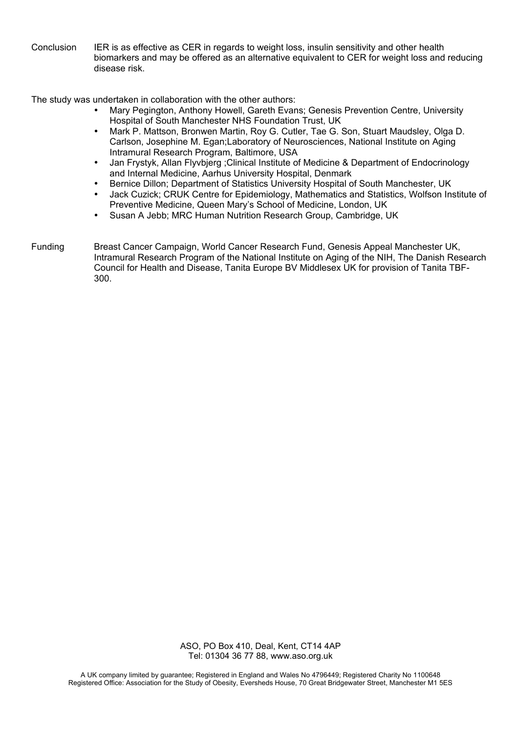Conclusion IER is as effective as CER in regards to weight loss, insulin sensitivity and other health biomarkers and may be offered as an alternative equivalent to CER for weight loss and reducing disease risk.

The study was undertaken in collaboration with the other authors:

- Mary Pegington, Anthony Howell, Gareth Evans; Genesis Prevention Centre, University Hospital of South Manchester NHS Foundation Trust, UK
- Mark P. Mattson, Bronwen Martin, Roy G. Cutler, Tae G. Son, Stuart Maudsley, Olga D. Carlson, Josephine M. Egan;Laboratory of Neurosciences, National Institute on Aging Intramural Research Program, Baltimore, USA
- Jan Frystyk, Allan Flyvbjerg ;Clinical Institute of Medicine & Department of Endocrinology and Internal Medicine, Aarhus University Hospital, Denmark
- Bernice Dillon; Department of Statistics University Hospital of South Manchester, UK
- Jack Cuzick; CRUK Centre for Epidemiology, Mathematics and Statistics, Wolfson Institute of Preventive Medicine, Queen Mary's School of Medicine, London, UK
- Susan A Jebb; MRC Human Nutrition Research Group, Cambridge, UK

Funding Breast Cancer Campaign, World Cancer Research Fund, Genesis Appeal Manchester UK, Intramural Research Program of the National Institute on Aging of the NIH, The Danish Research Council for Health and Disease, Tanita Europe BV Middlesex UK for provision of Tanita TBF-300.

ASO, PO Box 410, Deal, Kent, CT14 4AP
Tel: 01304 36 77 88, www.aso.org.uk

A UK company limited by guarantee; Registered in England and Wales No 4796449; Registered Charity No 1100648
Registered Office: Association for the Study of Obesity, Eversheds House, 70 Great Bridgewater Street, Manchester M1 5ES